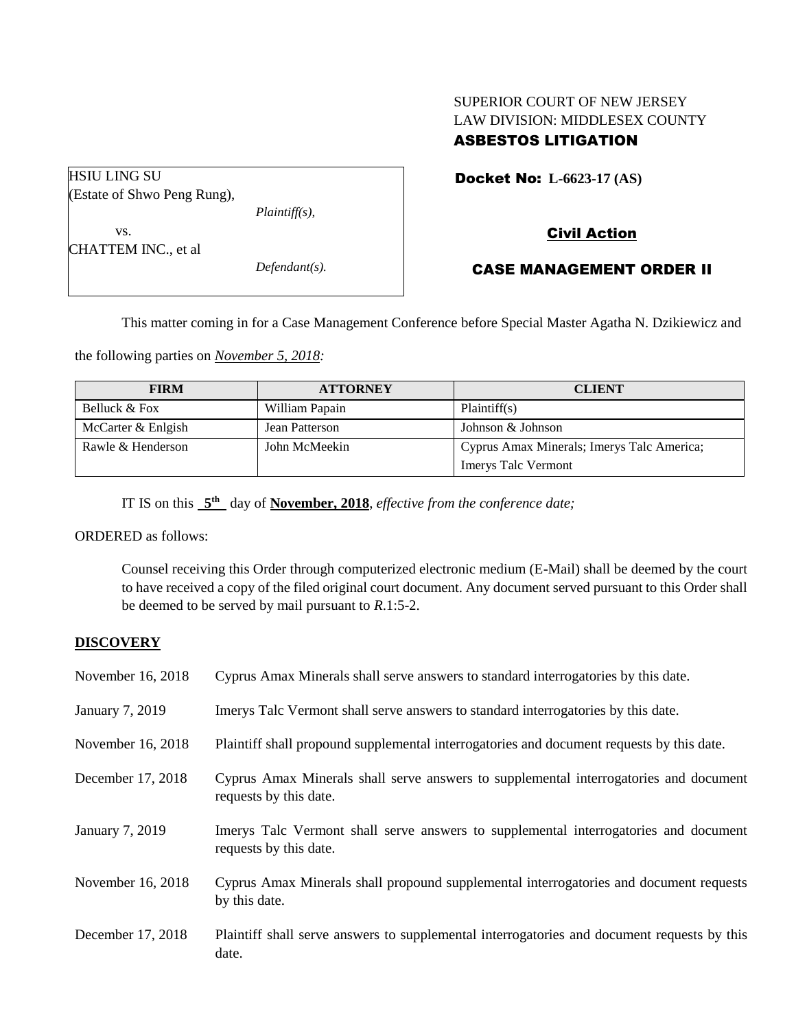SUPERIOR COURT OF NEW JERSEY
LAW DIVISION: MIDDLESEX COUNTY
**ASBESTOS LITIGATION**

HSIU LING SU
(Estate of Shwo Peng Rung),
*Plaintiff(s),*
vs.
CHATTEM INC., et al
*Defendant(s).*

**Docket No: L-6623-17 (AS)**

**Civil Action**

**CASE MANAGEMENT ORDER II**

This matter coming in for a Case Management Conference before Special Master Agatha N. Dzikiewicz and the following parties on *November 5, 2018:*

| FIRM | ATTORNEY | CLIENT |
|---|---|---|
| Belluck & Fox | William Papain | Plaintiff(s) |
| McCarter & Enlgish | Jean Patterson | Johnson & Johnson |
| Rawle & Henderson | John McMeekin | Cyprus Amax Minerals; Imerys Talc America; Imerys Talc Vermont |

IT IS on this **5th** day of **November, 2018**, *effective from the conference date;*

ORDERED as follows:

Counsel receiving this Order through computerized electronic medium (E-Mail) shall be deemed by the court to have received a copy of the filed original court document. Any document served pursuant to this Order shall be deemed to be served by mail pursuant to *R*.1:5-2.

## DISCOVERY

| | |
|---|---|
| November 16, 2018 | Cyprus Amax Minerals shall serve answers to standard interrogatories by this date. |
| January 7, 2019 | Imerys Talc Vermont shall serve answers to standard interrogatories by this date. |
| November 16, 2018 | Plaintiff shall propound supplemental interrogatories and document requests by this date. |
| December 17, 2018 | Cyprus Amax Minerals shall serve answers to supplemental interrogatories and document requests by this date. |
| January 7, 2019 | Imerys Talc Vermont shall serve answers to supplemental interrogatories and document requests by this date. |
| November 16, 2018 | Cyprus Amax Minerals shall propound supplemental interrogatories and document requests by this date. |
| December 17, 2018 | Plaintiff shall serve answers to supplemental interrogatories and document requests by this date. |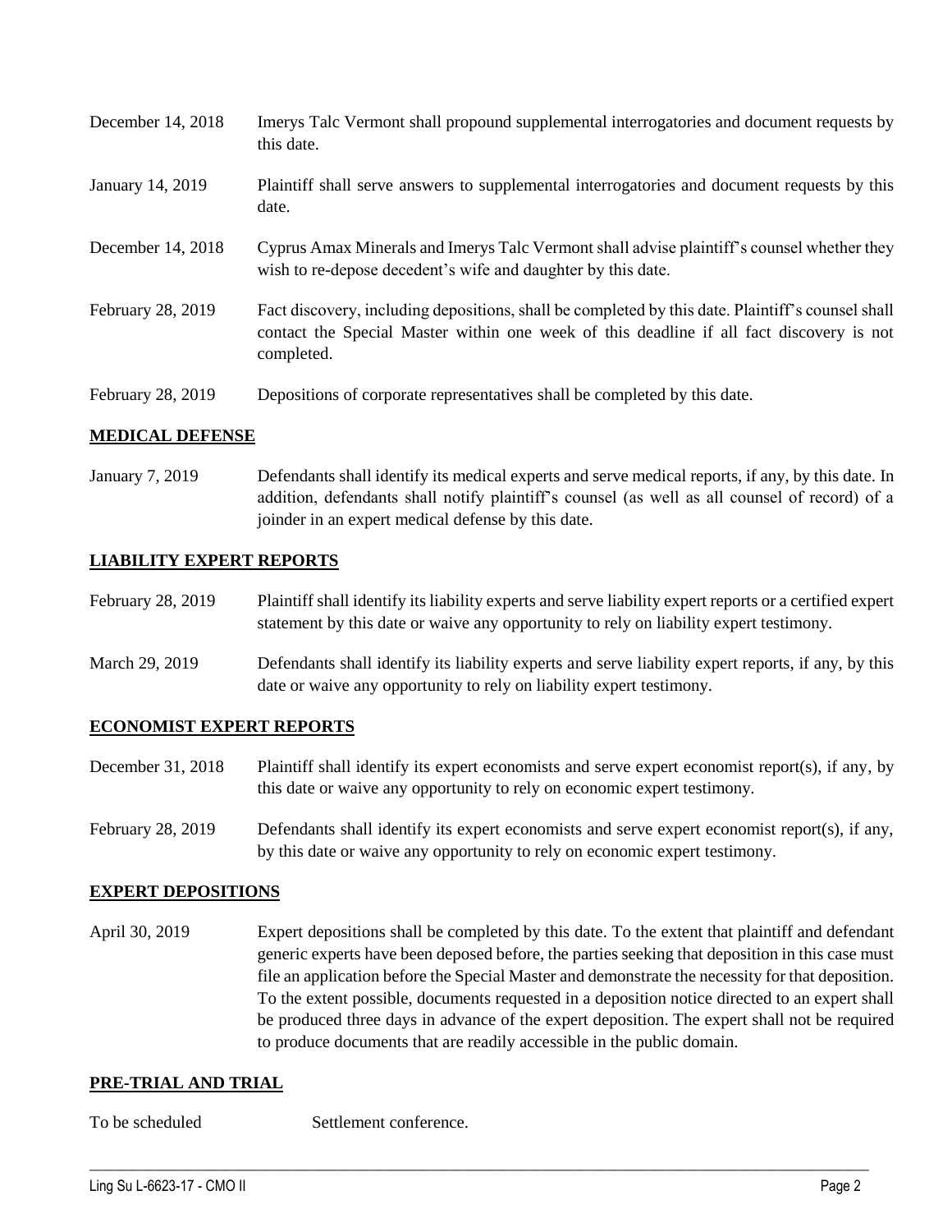| | |
|---|---|
| December 14, 2018 | Imerys Talc Vermont shall propound supplemental interrogatories and document requests by this date. |
| January 14, 2019 | Plaintiff shall serve answers to supplemental interrogatories and document requests by this date. |
| December 14, 2018 | Cyprus Amax Minerals and Imerys Talc Vermont shall advise plaintiff's counsel whether they wish to re-depose decedent's wife and daughter by this date. |
| February 28, 2019 | Fact discovery, including depositions, shall be completed by this date. Plaintiff's counsel shall contact the Special Master within one week of this deadline if all fact discovery is not completed. |
| February 28, 2019 | Depositions of corporate representatives shall be completed by this date. |

## MEDICAL DEFENSE

| | |
|---|---|
| January 7, 2019 | Defendants shall identify its medical experts and serve medical reports, if any, by this date. In addition, defendants shall notify plaintiff's counsel (as well as all counsel of record) of a joinder in an expert medical defense by this date. |

## LIABILITY EXPERT REPORTS

| | |
|---|---|
| February 28, 2019 | Plaintiff shall identify its liability experts and serve liability expert reports or a certified expert statement by this date or waive any opportunity to rely on liability expert testimony. |
| March 29, 2019 | Defendants shall identify its liability experts and serve liability expert reports, if any, by this date or waive any opportunity to rely on liability expert testimony. |

## ECONOMIST EXPERT REPORTS

| | |
|---|---|
| December 31, 2018 | Plaintiff shall identify its expert economists and serve expert economist report(s), if any, by this date or waive any opportunity to rely on economic expert testimony. |
| February 28, 2019 | Defendants shall identify its expert economists and serve expert economist report(s), if any, by this date or waive any opportunity to rely on economic expert testimony. |

## EXPERT DEPOSITIONS

| | |
|---|---|
| April 30, 2019 | Expert depositions shall be completed by this date. To the extent that plaintiff and defendant generic experts have been deposed before, the parties seeking that deposition in this case must file an application before the Special Master and demonstrate the necessity for that deposition. To the extent possible, documents requested in a deposition notice directed to an expert shall be produced three days in advance of the expert deposition. The expert shall not be required to produce documents that are readily accessible in the public domain. |

## PRE-TRIAL AND TRIAL

| | |
|---|---|
| To be scheduled | Settlement conference. |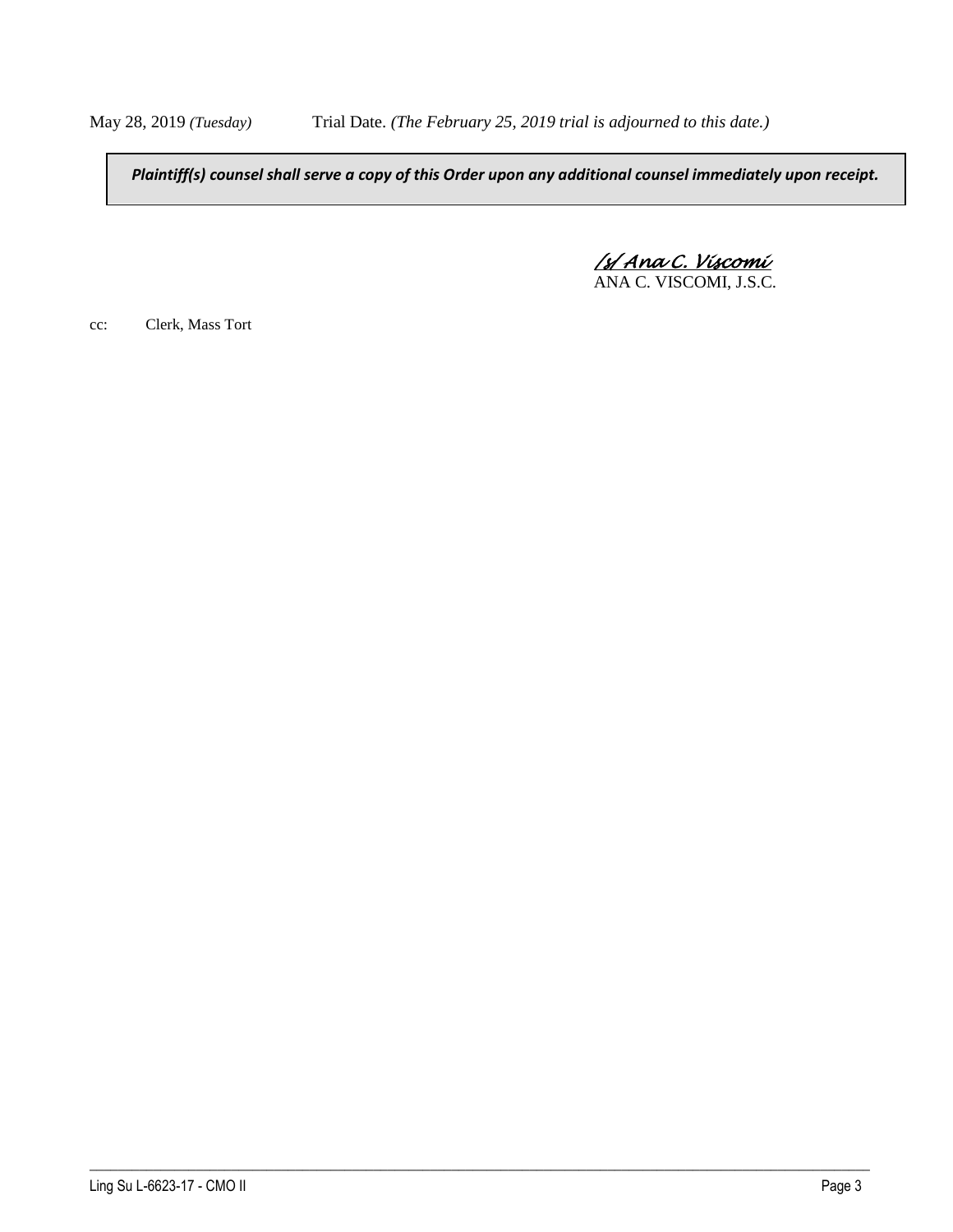May 28, 2019 *(Tuesday)* Trial Date. *(The February 25, 2019 trial is adjourned to this date.)*

***Plaintiff(s) counsel shall serve a copy of this Order upon any additional counsel immediately upon receipt.***

*/s/ Ana C. Viscomi*
ANA C. VISCOMI, J.S.C.

cc: Clerk, Mass Tort